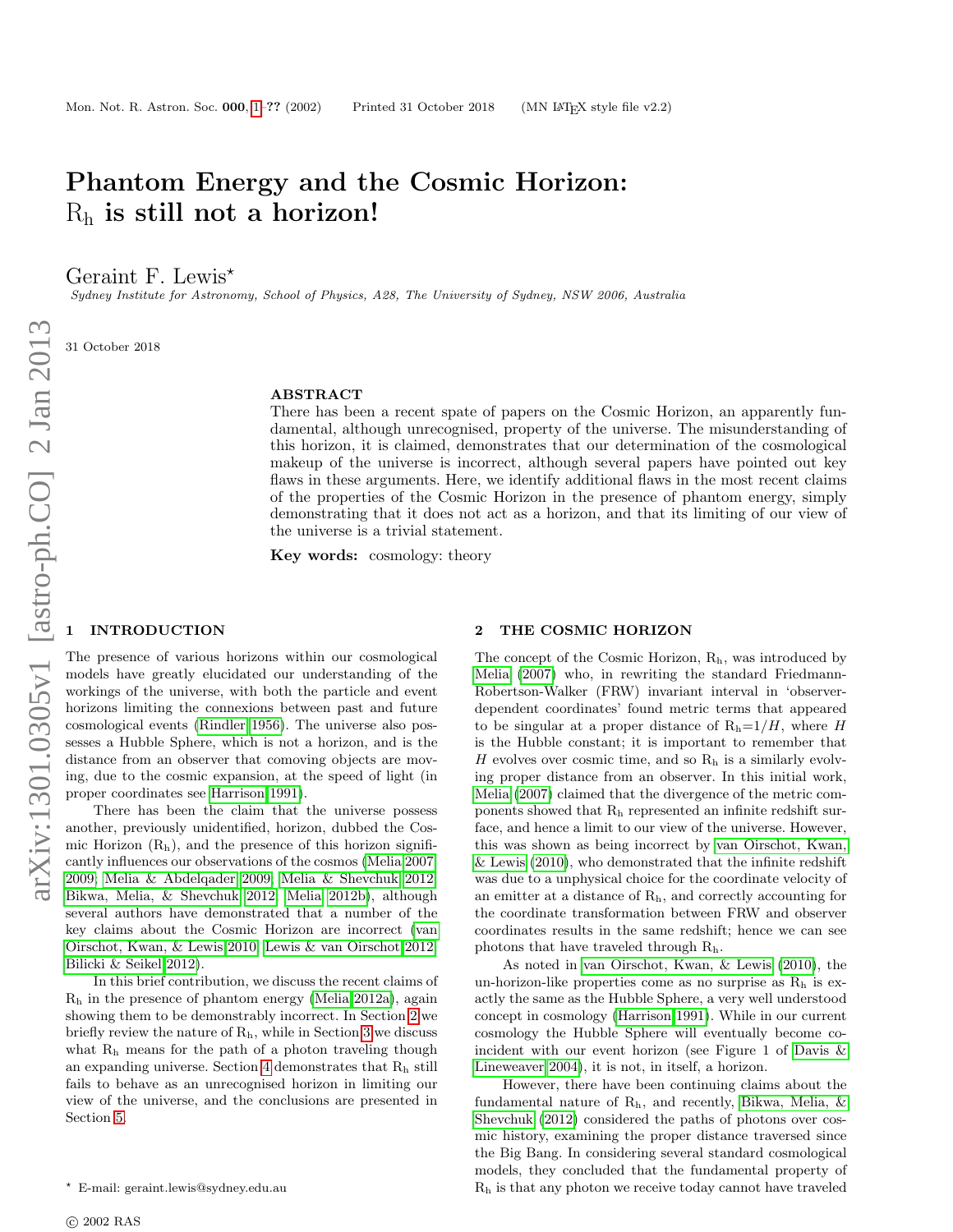# Phantom Energy and the Cosmic Horizon: $R_h$ is still not a horizon!

Geraint F. Lewis*

*Sydney Institute for Astronomy, School of Physics, A28, The University of Sydney, NSW 2006, Australia*

31 October 2018

## ABSTRACT

There has been a recent spate of papers on the Cosmic Horizon, an apparently fundamental, although unrecognised, property of the universe. The misunderstanding of this horizon, it is claimed, demonstrates that our determination of the cosmological makeup of the universe is incorrect, although several papers have pointed out key flaws in these arguments. Here, we identify additional flaws in the most recent claims of the properties of the Cosmic Horizon in the presence of phantom energy, simply demonstrating that it does not act as a horizon, and that its limiting of our view of the universe is a trivial statement.

**Key words:** cosmology: theory

## 1 INTRODUCTION

The presence of various horizons within our cosmological models have greatly elucidated our understanding of the workings of the universe, with both the particle and event horizons limiting the connexions between past and future cosmological events (Rindler 1956). The universe also possesses a Hubble Sphere, which is not a horizon, and is the distance from an observer that comoving objects are moving, due to the cosmic expansion, at the speed of light (in proper coordinates see Harrison 1991).

There has been the claim that the universe possess another, previously unidentified, horizon, dubbed the Cosmic Horizon ($R_h$), and the presence of this horizon significantly influences our observations of the cosmos (Melia 2007, 2009; Melia & Abdelqader 2009; Melia & Shevchuk 2012; Bikwa, Melia, & Shevchuk 2012; Melia 2012b), although several authors have demonstrated that a number of the key claims about the Cosmic Horizon are incorrect (van Oirschot, Kwan, & Lewis 2010; Lewis & van Oirschot 2012; Bilicki & Seikel 2012).

In this brief contribution, we discuss the recent claims of $R_h$ in the presence of phantom energy (Melia 2012a), again showing them to be demonstrably incorrect. In Section 2 we briefly review the nature of $R_h$, while in Section 3 we discuss what $R_h$ means for the path of a photon traveling though an expanding universe. Section 4 demonstrates that $R_h$ still fails to behave as an unrecognised horizon in limiting our view of the universe, and the conclusions are presented in Section 5.

## 2 THE COSMIC HORIZON

The concept of the Cosmic Horizon, $R_h$, was introduced by Melia (2007) who, in rewriting the standard Friedmann-Robertson-Walker (FRW) invariant interval in 'observer-dependent coordinates' found metric terms that appeared to be singular at a proper distance of $R_h$=$1/H$, where $H$ is the Hubble constant; it is important to remember that $H$ evolves over cosmic time, and so $R_h$ is a similarly evolving proper distance from an observer. In this initial work, Melia (2007) claimed that the divergence of the metric components showed that $R_h$ represented an infinite redshift surface, and hence a limit to our view of the universe. However, this was shown as being incorrect by van Oirschot, Kwan, & Lewis (2010), who demonstrated that the infinite redshift was due to a unphysical choice for the coordinate velocity of an emitter at a distance of $R_h$, and correctly accounting for the coordinate transformation between FRW and observer coordinates results in the same redshift; hence we can see photons that have traveled through $R_h$.

As noted in van Oirschot, Kwan, & Lewis (2010), the un-horizon-like properties come as no surprise as $R_h$ is exactly the same as the Hubble Sphere, a very well understood concept in cosmology (Harrison 1991). While in our current cosmology the Hubble Sphere will eventually become coincident with our event horizon (see Figure 1 of Davis & Lineweaver 2004), it is not, in itself, a horizon.

However, there have been continuing claims about the fundamental nature of $R_h$, and recently, Bikwa, Melia, & Shevchuk (2012) considered the paths of photons over cosmic history, examining the proper distance traversed since the Big Bang. In considering several standard cosmological models, they concluded that the fundamental property of $R_h$ is that any photon we receive today cannot have traveled

* E-mail: geraint.lewis@sydney.edu.au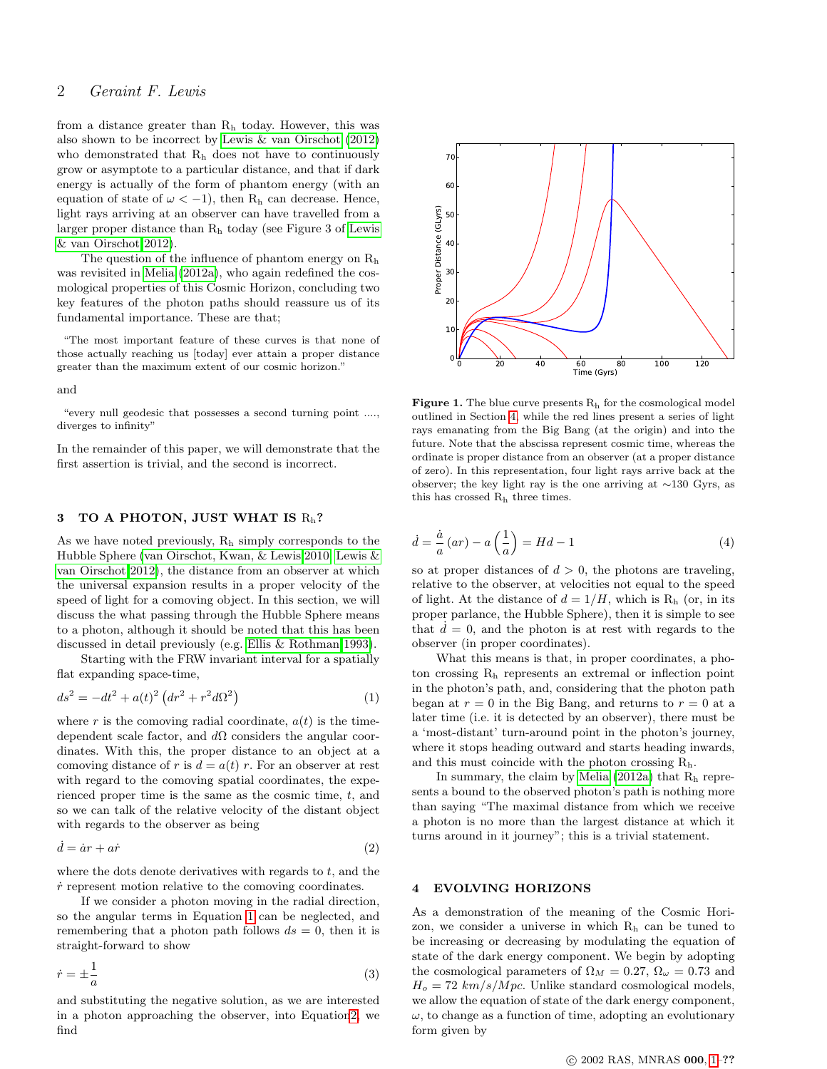from a distance greater than $R_h$ today. However, this was also shown to be incorrect by Lewis & van Oirschot (2012) who demonstrated that $R_h$ does not have to continuously grow or asymptote to a particular distance, and that if dark energy is actually of the form of phantom energy (with an equation of state of $\omega < -1$), then $R_h$ can decrease. Hence, light rays arriving at an observer can have travelled from a larger proper distance than $R_h$ today (see Figure 3 of Lewis & van Oirschot 2012).

The question of the influence of phantom energy on $R_h$ was revisited in Melia (2012a), who again redefined the cosmological properties of this Cosmic Horizon, concluding two key features of the photon paths should reassure us of its fundamental importance. These are that;

> "The most important feature of these curves is that none of those actually reaching us [today] ever attain a proper distance greater than the maximum extent of our cosmic horizon."

and

> "every null geodesic that possesses a second turning point ...., diverges to infinity"

In the remainder of this paper, we will demonstrate that the first assertion is trivial, and the second is incorrect.

## 3 TO A PHOTON, JUST WHAT IS $R_h$?

As we have noted previously, $R_h$ simply corresponds to the Hubble Sphere (van Oirschot, Kwan, & Lewis 2010; Lewis & van Oirschot 2012), the distance from an observer at which the universal expansion results in a proper velocity of the speed of light for a comoving object. In this section, we will discuss the what passing through the Hubble Sphere means to a photon, although it should be noted that this has been discussed in detail previously (e.g. Ellis & Rothman 1993).

Starting with the FRW invariant interval for a spatially flat expanding space-time,

$$ds^2 = -dt^2 + a(t)^2 \left(dr^2 + r^2 d\Omega^2\right) \tag{1}$$

where $r$ is the comoving radial coordinate, $a(t)$ is the time-dependent scale factor, and $d\Omega$ considers the angular coordinates. With this, the proper distance to an object at a comoving distance of $r$ is $d = a(t)\, r$. For an observer at rest with regard to the comoving spatial coordinates, the experienced proper time is the same as the cosmic time, $t$, and so we can talk of the relative velocity of the distant object with regards to the observer as being

$$\dot{d} = \dot{a}r + a\dot{r} \tag{2}$$

where the dots denote derivatives with regards to $t$, and the $\dot{r}$ represent motion relative to the comoving coordinates.

If we consider a photon moving in the radial direction, so the angular terms in Equation 1 can be neglected, and remembering that a photon path follows $ds = 0$, then it is straight-forward to show

$$\dot{r} = \pm\frac{1}{a} \tag{3}$$

and substituting the negative solution, as we are interested in a photon approaching the observer, into Equation 2, we find

**Figure 1.** The blue curve presents $R_h$ for the cosmological model outlined in Section 4, while the red lines present a series of light rays emanating from the Big Bang (at the origin) and into the future. Note that the abscissa represent cosmic time, whereas the ordinate is proper distance from an observer (at a proper distance of zero). In this representation, four light rays arrive back at the observer; the key light ray is the one arriving at $\sim$130 Gyrs, as this has crossed $R_h$ three times.

$$\dot{d} = \frac{\dot{a}}{a}(ar) - a\left(\frac{1}{a}\right) = Hd - 1 \tag{4}$$

so at proper distances of $d > 0$, the photons are traveling, relative to the observer, at velocities not equal to the speed of light. At the distance of $d = 1/H$, which is $R_h$ (or, in its proper parlance, the Hubble Sphere), then it is simple to see that $\dot{d} = 0$, and the photon is at rest with regards to the observer (in proper coordinates).

What this means is that, in proper coordinates, a photon crossing $R_h$ represents an extremal or inflection point in the photon's path, and, considering that the photon path began at $r = 0$ in the Big Bang, and returns to $r = 0$ at a later time (i.e. it is detected by an observer), there must be a 'most-distant' turn-around point in the photon's journey, where it stops heading outward and starts heading inwards, and this must coincide with the photon crossing $R_h$.

In summary, the claim by Melia (2012a) that $R_h$ represents a bound to the observed photon's path is nothing more than saying "The maximal distance from which we receive a photon is no more than the largest distance at which it turns around in it journey"; this is a trivial statement.

## 4 EVOLVING HORIZONS

As a demonstration of the meaning of the Cosmic Horizon, we consider a universe in which $R_h$ can be tuned to be increasing or decreasing by modulating the equation of state of the dark energy component. We begin by adopting the cosmological parameters of $\Omega_M = 0.27$, $\Omega_\omega = 0.73$ and $H_o = 72\ km/s/Mpc$. Unlike standard cosmological models, we allow the equation of state of the dark energy component, $\omega$, to change as a function of time, adopting an evolutionary form given by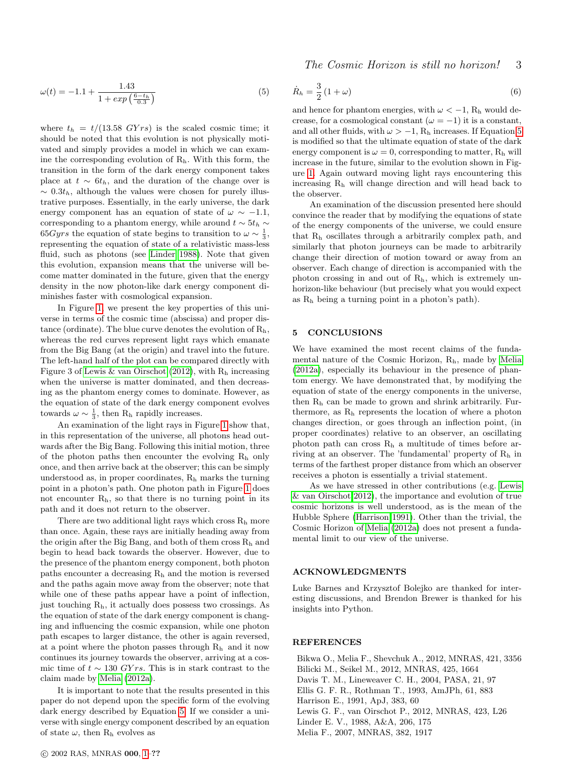$$\omega(t) = -1.1 + \frac{1.43}{1 + exp\left(\frac{6-t_h}{0.3}\right)} \quad (5)$$

where $t_h = t/(13.58\ GYrs)$ is the scaled cosmic time; it should be noted that this evolution is not physically motivated and simply provides a model in which we can examine the corresponding evolution of $R_h$. With this form, the transition in the form of the dark energy component takes place at $t \sim 6t_h$, and the duration of the change over is $\sim 0.3t_h$, although the values were chosen for purely illustrative purposes. Essentially, in the early universe, the dark energy component has an equation of state of $\omega \sim -1.1$, corresponding to a phantom energy, while around $t \sim 5t_h \sim 65Gyrs$ the equation of state begins to transition to $\omega \sim \frac{1}{3}$, representing the equation of state of a relativistic mass-less fluid, such as photons (see Linder 1988). Note that given this evolution, expansion means that the universe will become matter dominated in the future, given that the energy density in the now photon-like dark energy component diminishes faster with cosmological expansion.

In Figure 1, we present the key properties of this universe in terms of the cosmic time (abscissa) and proper distance (ordinate). The blue curve denotes the evolution of $R_h$, whereas the red curves represent light rays which emanate from the Big Bang (at the origin) and travel into the future. The left-hand half of the plot can be compared directly with Figure 3 of Lewis & van Oirschot (2012), with $R_h$ increasing when the universe is matter dominated, and then decreasing as the phantom energy comes to dominate. However, as the equation of state of the dark energy component evolves towards $\omega \sim \frac{1}{3}$, then $R_h$ rapidly increases.

An examination of the light rays in Figure 1 show that, in this representation of the universe, all photons head outwards after the Big Bang. Following this initial motion, three of the photon paths then encounter the evolving $R_h$ only once, and then arrive back at the observer; this can be simply understood as, in proper coordinates, $R_h$ marks the turning point in a photon's path. One photon path in Figure 1 does not encounter $R_h$, so that there is no turning point in its path and it does not return to the observer.

There are two additional light rays which cross $R_h$ more than once. Again, these rays are initially heading away from the origin after the Big Bang, and both of them cross $R_h$ and begin to head back towards the observer. However, due to the presence of the phantom energy component, both photon paths encounter a decreasing $R_h$ and the motion is reversed and the paths again move away from the observer; note that while one of these paths appear have a point of inflection, just touching $R_h$, it actually does possess two crossings. As the equation of state of the dark energy component is changing and influencing the cosmic expansion, while one photon path escapes to larger distance, the other is again reversed, at a point where the photon passes through $R_h$ and it now continues its journey towards the observer, arriving at a cosmic time of $t \sim 130\ GYrs$. This is in stark contrast to the claim made by Melia (2012a).

It is important to note that the results presented in this paper do not depend upon the specific form of the evolving dark energy described by Equation 5. If we consider a universe with single energy component described by an equation of state $\omega$, then $R_h$ evolves as

$$\dot{R}_h = \frac{3}{2}(1+\omega) \quad (6)$$

and hence for phantom energies, with $\omega < -1$, $R_h$ would decrease, for a cosmological constant ($\omega = -1$) it is a constant, and all other fluids, with $\omega > -1$, $R_h$ increases. If Equation 5 is modified so that the ultimate equation of state of the dark energy component is $\omega = 0$, corresponding to matter, $R_h$ will increase in the future, similar to the evolution shown in Figure 1. Again outward moving light rays encountering this increasing $R_h$ will change direction and will head back to the observer.

An examination of the discussion presented here should convince the reader that by modifying the equations of state of the energy components of the universe, we could ensure that $R_h$ oscillates through a arbitrarily complex path, and similarly that photon journeys can be made to arbitrarily change their direction of motion toward or away from an observer. Each change of direction is accompanied with the photon crossing in and out of $R_h$, which is extremely unhorizon-like behaviour (but precisely what you would expect as $R_h$ being a turning point in a photon's path).

## 5 CONCLUSIONS

We have examined the most recent claims of the fundamental nature of the Cosmic Horizon, $R_h$, made by Melia (2012a), especially its behaviour in the presence of phantom energy. We have demonstrated that, by modifying the equation of state of the energy components in the universe, then $R_h$ can be made to grown and shrink arbitrarily. Furthermore, as $R_h$ represents the location of where a photon changes direction, or goes through an inflection point, (in proper coordinates) relative to an observer, an oscillating photon path can cross $R_h$ a multitude of times before arriving at an observer. The 'fundamental' property of $R_h$ in terms of the farthest proper distance from which an observer receives a photon is essentially a trivial statement.

As we have stressed in other contributions (e.g. Lewis & van Oirschot 2012), the importance and evolution of true cosmic horizons is well understood, as is the mean of the Hubble Sphere (Harrison 1991). Other than the trivial, the Cosmic Horizon of Melia (2012a) does not present a fundamental limit to our view of the universe.

## ACKNOWLEDGMENTS

Luke Barnes and Krzysztof Bolejko are thanked for interesting discussions, and Brendon Brewer is thanked for his insights into Python.

## REFERENCES

Bikwa O., Melia F., Shevchuk A., 2012, MNRAS, 421, 3356
Bilicki M., Seikel M., 2012, MNRAS, 425, 1664
Davis T. M., Lineweaver C. H., 2004, PASA, 21, 97
Ellis G. F. R., Rothman T., 1993, AmJPh, 61, 883
Harrison E., 1991, ApJ, 383, 60
Lewis G. F., van Oirschot P., 2012, MNRAS, 423, L26
Linder E. V., 1988, A&A, 206, 175
Melia F., 2007, MNRAS, 382, 1917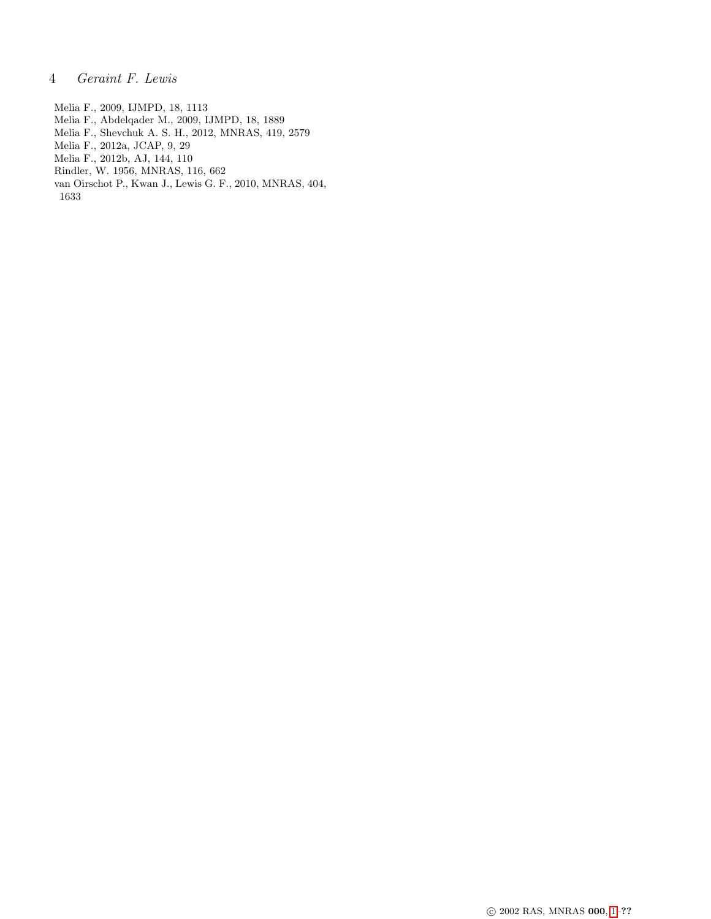Melia F., 2009, IJMPD, 18, 1113
Melia F., Abdelqader M., 2009, IJMPD, 18, 1889
Melia F., Shevchuk A. S. H., 2012, MNRAS, 419, 2579
Melia F., 2012a, JCAP, 9, 29
Melia F., 2012b, AJ, 144, 110
Rindler, W. 1956, MNRAS, 116, 662
van Oirschot P., Kwan J., Lewis G. F., 2010, MNRAS, 404, 1633